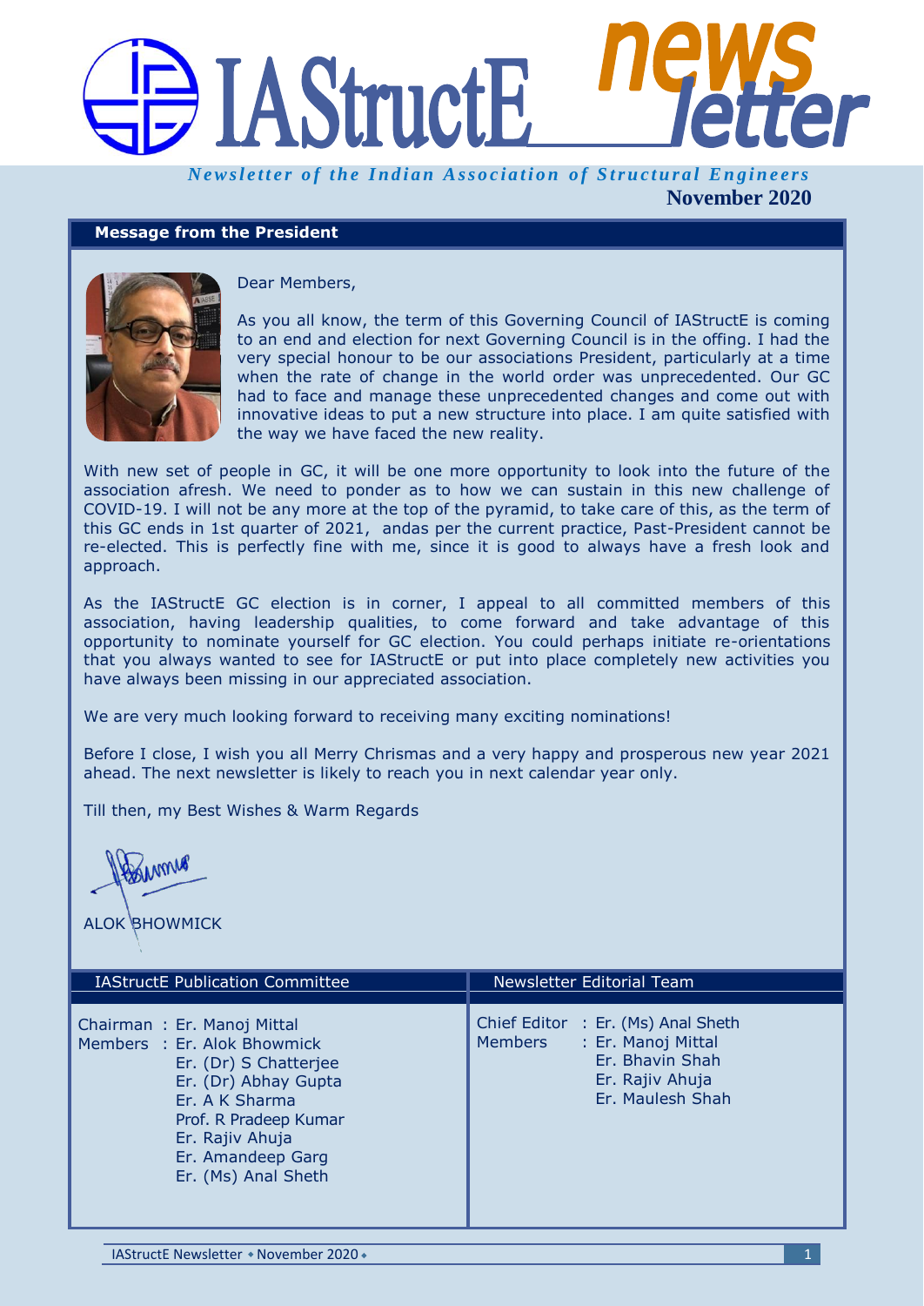# IAStructE newsletter

*Newsletter of the Indian Association of Structural Engineers*

**November 2020**

## Message from the President

Dear Members,

As you all know, the term of this Governing Council of IAStructE is coming to an end and election for next Governing Council is in the offing. I had the very special honour to be our associations President, particularly at a time when the rate of change in the world order was unprecedented. Our GC had to face and manage these unprecedented changes and come out with innovative ideas to put a new structure into place. I am quite satisfied with the way we have faced the new reality.

With new set of people in GC, it will be one more opportunity to look into the future of the association afresh. We need to ponder as to how we can sustain in this new challenge of COVID-19. I will not be any more at the top of the pyramid, to take care of this, as the term of this GC ends in 1st quarter of 2021, andas per the current practice, Past-President cannot be re-elected. This is perfectly fine with me, since it is good to always have a fresh look and approach.

As the IAStructE GC election is in corner, I appeal to all committed members of this association, having leadership qualities, to come forward and take advantage of this opportunity to nominate yourself for GC election. You could perhaps initiate re-orientations that you always wanted to see for IAStructE or put into place completely new activities you have always been missing in our appreciated association.

We are very much looking forward to receiving many exciting nominations!

Before I close, I wish you all Merry Chrismas and a very happy and prosperous new year 2021 ahead. The next newsletter is likely to reach you in next calendar year only.

Till then, my Best Wishes & Warm Regards

ALOK BHOWMICK

### IAStructE Publication Committee

Chairman : Er. Manoj Mittal
Members : Er. Alok Bhowmick
Er. (Dr) S Chatterjee
Er. (Dr) Abhay Gupta
Er. A K Sharma
Prof. R Pradeep Kumar
Er. Rajiv Ahuja
Er. Amandeep Garg
Er. (Ms) Anal Sheth

### Newsletter Editorial Team

Chief Editor : Er. (Ms) Anal Sheth
Members : Er. Manoj Mittal
Er. Bhavin Shah
Er. Rajiv Ahuja
Er. Maulesh Shah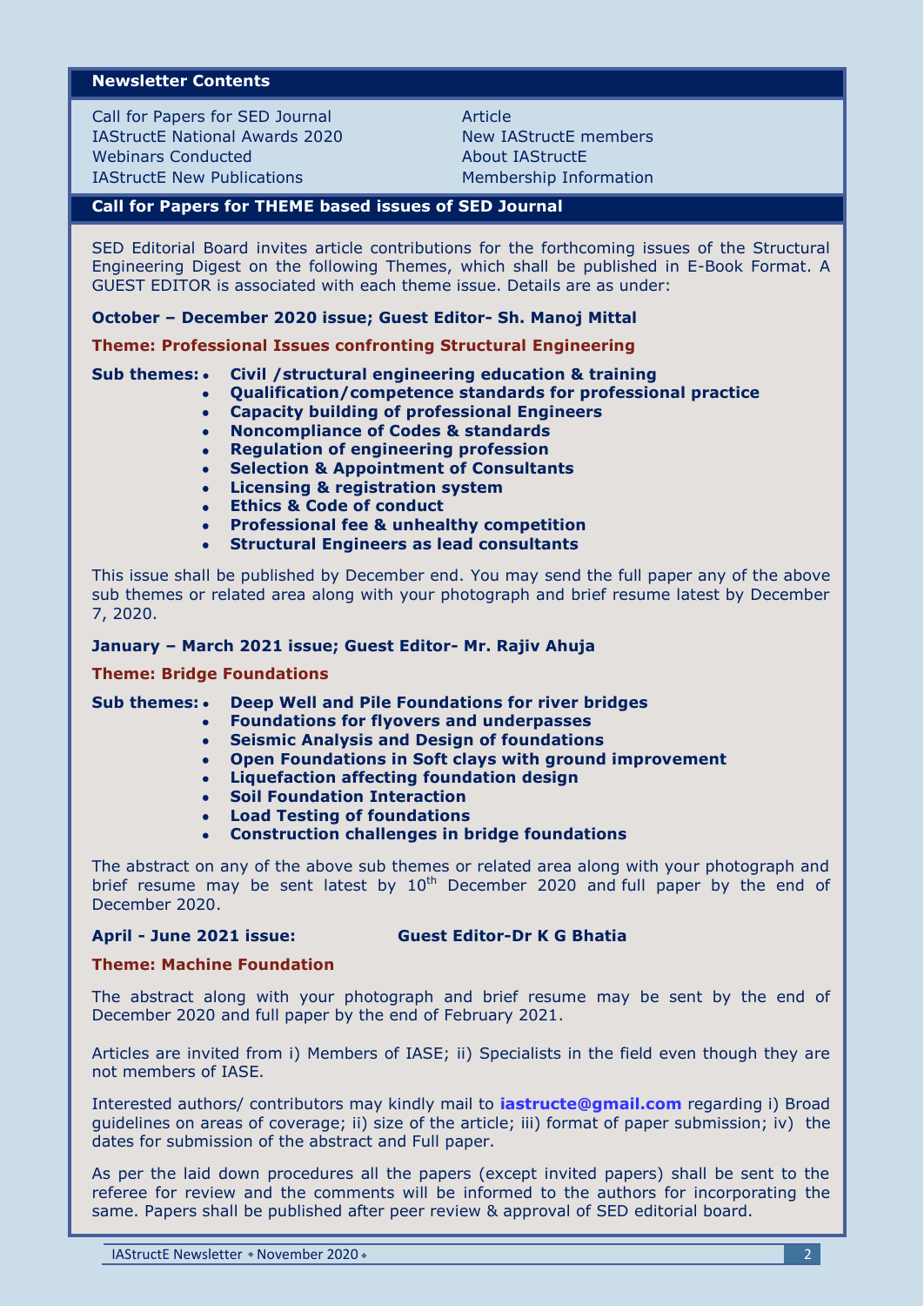## Newsletter Contents

| | |
|---|---|
| Call for Papers for SED Journal | Article |
| IAStructE National Awards 2020 | New IAStructE members |
| Webinars Conducted | About IAStructE |
| IAStructE New Publications | Membership Information |

## Call for Papers for THEME based issues of SED Journal

SED Editorial Board invites article contributions for the forthcoming issues of the Structural Engineering Digest on the following Themes, which shall be published in E-Book Format. A GUEST EDITOR is associated with each theme issue. Details are as under:

**October – December 2020 issue; Guest Editor- Sh. Manoj Mittal**

**Theme: Professional Issues confronting Structural Engineering**

**Sub themes:**

- **Civil /structural engineering education & training**
- **Qualification/competence standards for professional practice**
- **Capacity building of professional Engineers**
- **Noncompliance of Codes & standards**
- **Regulation of engineering profession**
- **Selection & Appointment of Consultants**
- **Licensing & registration system**
- **Ethics & Code of conduct**
- **Professional fee & unhealthy competition**
- **Structural Engineers as lead consultants**

This issue shall be published by December end. You may send the full paper any of the above sub themes or related area along with your photograph and brief resume latest by December 7, 2020.

**January – March 2021 issue; Guest Editor- Mr. Rajiv Ahuja**

**Theme: Bridge Foundations**

**Sub themes:**

- **Deep Well and Pile Foundations for river bridges**
- **Foundations for flyovers and underpasses**
- **Seismic Analysis and Design of foundations**
- **Open Foundations in Soft clays with ground improvement**
- **Liquefaction affecting foundation design**
- **Soil Foundation Interaction**
- **Load Testing of foundations**
- **Construction challenges in bridge foundations**

The abstract on any of the above sub themes or related area along with your photograph and brief resume may be sent latest by 10th December 2020 and full paper by the end of December 2020.

**April - June 2021 issue: Guest Editor-Dr K G Bhatia**

**Theme: Machine Foundation**

The abstract along with your photograph and brief resume may be sent by the end of December 2020 and full paper by the end of February 2021.

Articles are invited from i) Members of IASE; ii) Specialists in the field even though they are not members of IASE.

Interested authors/ contributors may kindly mail to **iastructe@gmail.com** regarding i) Broad guidelines on areas of coverage; ii) size of the article; iii) format of paper submission; iv) the dates for submission of the abstract and Full paper.

As per the laid down procedures all the papers (except invited papers) shall be sent to the referee for review and the comments will be informed to the authors for incorporating the same. Papers shall be published after peer review & approval of SED editorial board.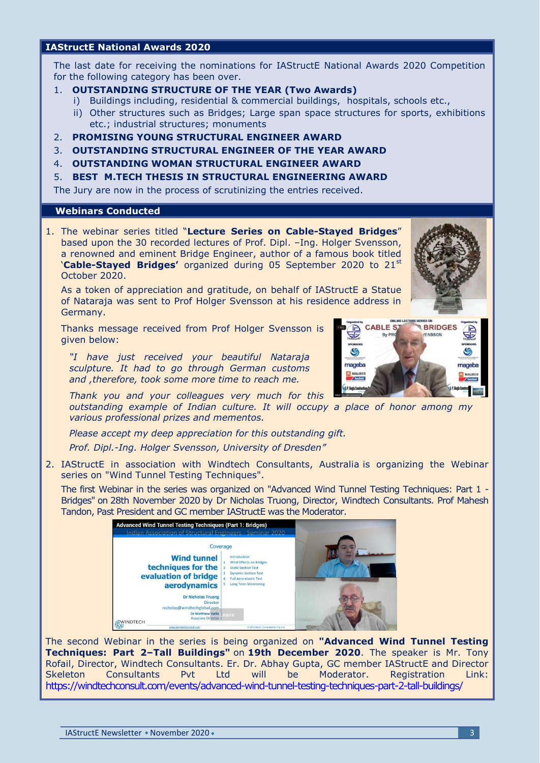## IAStructE National Awards 2020

The last date for receiving the nominations for IAStructE National Awards 2020 Competition for the following category has been over.

1. **OUTSTANDING STRUCTURE OF THE YEAR (Two Awards)**
   i) Buildings including, residential & commercial buildings, hospitals, schools etc.,
   ii) Other structures such as Bridges; Large span space structures for sports, exhibitions etc.; industrial structures; monuments
2. **PROMISING YOUNG STRUCTURAL ENGINEER AWARD**
3. **OUTSTANDING STRUCTURAL ENGINEER OF THE YEAR AWARD**
4. **OUTSTANDING WOMAN STRUCTURAL ENGINEER AWARD**
5. **BEST M.TECH THESIS IN STRUCTURAL ENGINEERING AWARD**

The Jury are now in the process of scrutinizing the entries received.

## Webinars Conducted

1. The webinar series titled "**Lecture Series on Cable-Stayed Bridges**" based upon the 30 recorded lectures of Prof. Dipl. –Ing. Holger Svensson, a renowned and eminent Bridge Engineer, author of a famous book titled '**Cable-Stayed Bridges'** organized during 05 September 2020 to 21st October 2020.

   As a token of appreciation and gratitude, on behalf of IAStructE a Statue of Nataraja was sent to Prof Holger Svensson at his residence address in Germany.

   Thanks message received from Prof Holger Svensson is given below:

   *"I have just received your beautiful Nataraja sculpture. It had to go through German customs and ,therefore, took some more time to reach me.*

   *Thank you and your colleagues very much for this outstanding example of Indian culture. It will occupy a place of honor among my various professional prizes and mementos.*

   *Please accept my deep appreciation for this outstanding gift.*

   *Prof. Dipl.-Ing. Holger Svensson, University of Dresden"*

2. IAStructE in association with Windtech Consultants, Australia is organizing the Webinar series on "Wind Tunnel Testing Techniques".

   The first Webinar in the series was organized on "Advanced Wind Tunnel Testing Techniques: Part 1 - Bridges" on 28th November 2020 by Dr Nicholas Truong, Director, Windtech Consultants. Prof Mahesh Tandon, Past President and GC member IAStructE was the Moderator.

The second Webinar in the series is being organized on **"Advanced Wind Tunnel Testing Techniques: Part 2–Tall Buildings"** on **19th December 2020**. The speaker is Mr. Tony Rofail, Director, Windtech Consultants. Er. Dr. Abhay Gupta, GC member IAStructE and Director Skeleton Consultants Pvt Ltd will be Moderator. Registration Link: https://windtechconsult.com/events/advanced-wind-tunnel-testing-techniques-part-2-tall-buildings/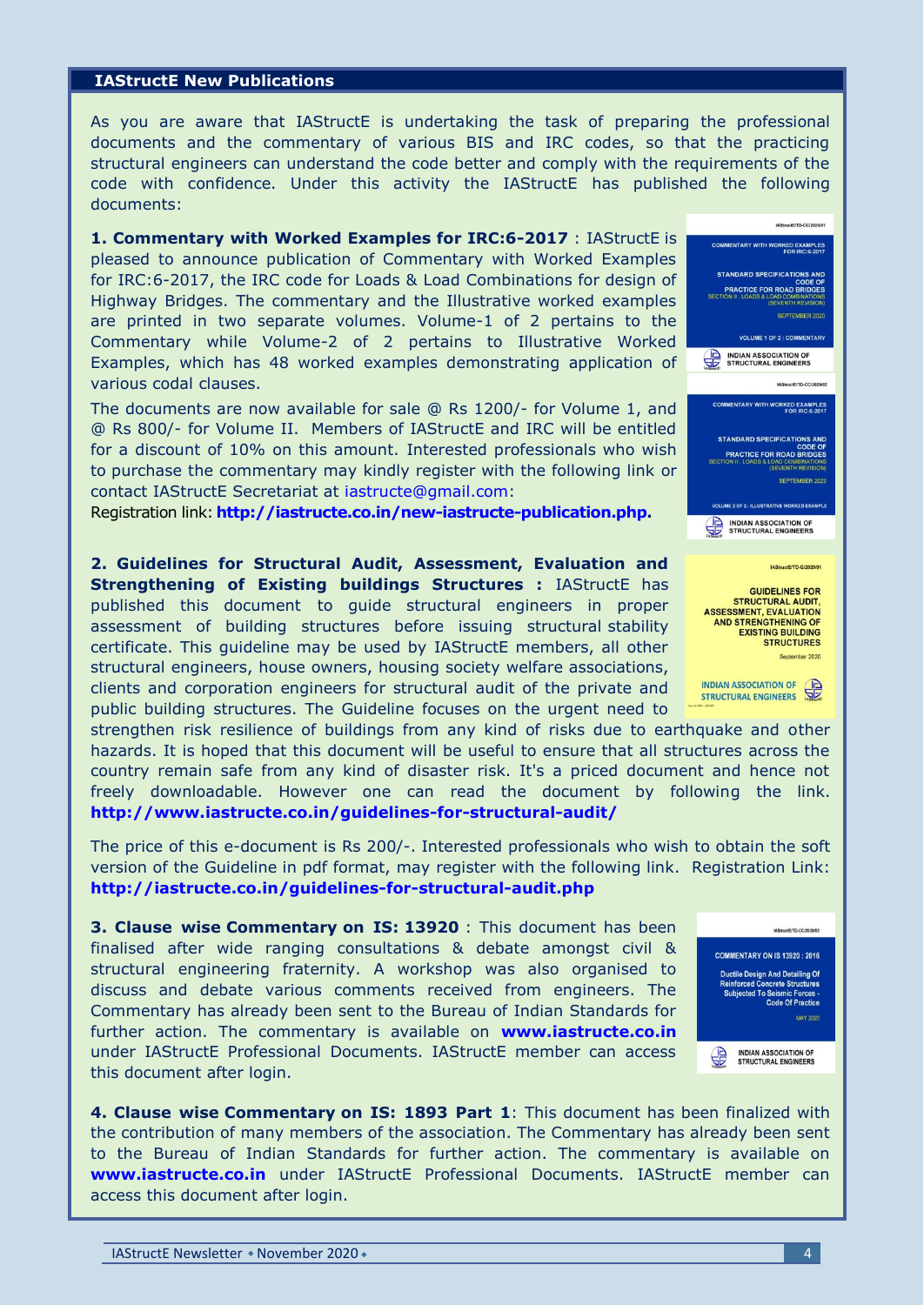## IAStructE New Publications

As you are aware that IAStructE is undertaking the task of preparing the professional documents and the commentary of various BIS and IRC codes, so that the practicing structural engineers can understand the code better and comply with the requirements of the code with confidence. Under this activity the IAStructE has published the following documents:

**1. Commentary with Worked Examples for IRC:6-2017** : IAStructE is pleased to announce publication of Commentary with Worked Examples for IRC:6-2017, the IRC code for Loads & Load Combinations for design of Highway Bridges. The commentary and the Illustrative worked examples are printed in two separate volumes. Volume-1 of 2 pertains to the Commentary while Volume-2 of 2 pertains to Illustrative Worked Examples, which has 48 worked examples demonstrating application of various codal clauses.

The documents are now available for sale @ Rs 1200/- for Volume 1, and @ Rs 800/- for Volume II. Members of IAStructE and IRC will be entitled for a discount of 10% on this amount. Interested professionals who wish to purchase the commentary may kindly register with the following link or contact IAStructE Secretariat at iastructe@gmail.com:

Registration link: **http://iastructe.co.in/new-iastructe-publication.php.**

**2. Guidelines for Structural Audit, Assessment, Evaluation and Strengthening of Existing buildings Structures :** IAStructE has published this document to guide structural engineers in proper assessment of building structures before issuing structural stability certificate. This guideline may be used by IAStructE members, all other structural engineers, house owners, housing society welfare associations, clients and corporation engineers for structural audit of the private and public building structures. The Guideline focuses on the urgent need to strengthen risk resilience of buildings from any kind of risks due to earthquake and other hazards. It is hoped that this document will be useful to ensure that all structures across the country remain safe from any kind of disaster risk. It's a priced document and hence not freely downloadable. However one can read the document by following the link. **http://www.iastructe.co.in/guidelines-for-structural-audit/**

The price of this e-document is Rs 200/-. Interested professionals who wish to obtain the soft version of the Guideline in pdf format, may register with the following link. Registration Link: **http://iastructe.co.in/guidelines-for-structural-audit.php**

**3. Clause wise Commentary on IS: 13920** : This document has been finalised after wide ranging consultations & debate amongst civil & structural engineering fraternity. A workshop was also organised to discuss and debate various comments received from engineers. The Commentary has already been sent to the Bureau of Indian Standards for further action. The commentary is available on **www.iastructe.co.in** under IAStructE Professional Documents. IAStructE member can access this document after login.

**4. Clause wise Commentary on IS: 1893 Part 1**: This document has been finalized with the contribution of many members of the association. The Commentary has already been sent to the Bureau of Indian Standards for further action. The commentary is available on **www.iastructe.co.in** under IAStructE Professional Documents. IAStructE member can access this document after login.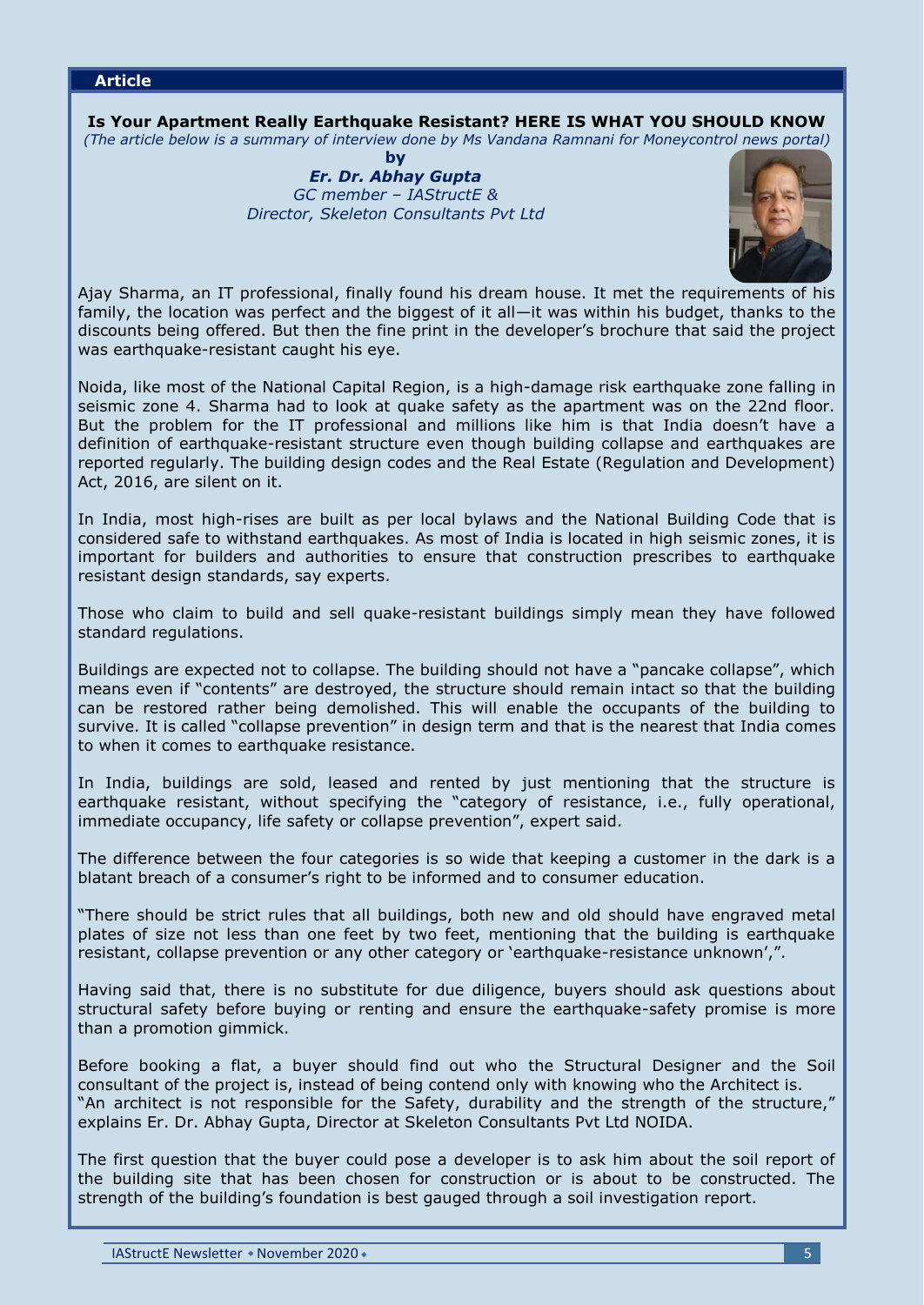**Article**

## Is Your Apartment Really Earthquake Resistant? HERE IS WHAT YOU SHOULD KNOW

*(The article below is a summary of interview done by Ms Vandana Ramnani for Moneycontrol news portal)*

**by**

***Er. Dr. Abhay Gupta***

*GC member – IAStructE &*
*Director, Skeleton Consultants Pvt Ltd*

Ajay Sharma, an IT professional, finally found his dream house. It met the requirements of his family, the location was perfect and the biggest of it all—it was within his budget, thanks to the discounts being offered. But then the fine print in the developer's brochure that said the project was earthquake-resistant caught his eye.

Noida, like most of the National Capital Region, is a high-damage risk earthquake zone falling in seismic zone 4. Sharma had to look at quake safety as the apartment was on the 22nd floor. But the problem for the IT professional and millions like him is that India doesn't have a definition of earthquake-resistant structure even though building collapse and earthquakes are reported regularly. The building design codes and the Real Estate (Regulation and Development) Act, 2016, are silent on it.

In India, most high-rises are built as per local bylaws and the National Building Code that is considered safe to withstand earthquakes. As most of India is located in high seismic zones, it is important for builders and authorities to ensure that construction prescribes to earthquake resistant design standards, say experts.

Those who claim to build and sell quake-resistant buildings simply mean they have followed standard regulations.

Buildings are expected not to collapse. The building should not have a "pancake collapse", which means even if "contents" are destroyed, the structure should remain intact so that the building can be restored rather being demolished. This will enable the occupants of the building to survive. It is called "collapse prevention" in design term and that is the nearest that India comes to when it comes to earthquake resistance.

In India, buildings are sold, leased and rented by just mentioning that the structure is earthquake resistant, without specifying the "category of resistance, i.e., fully operational, immediate occupancy, life safety or collapse prevention", expert said.

The difference between the four categories is so wide that keeping a customer in the dark is a blatant breach of a consumer's right to be informed and to consumer education.

"There should be strict rules that all buildings, both new and old should have engraved metal plates of size not less than one feet by two feet, mentioning that the building is earthquake resistant, collapse prevention or any other category or 'earthquake-resistance unknown',".

Having said that, there is no substitute for due diligence, buyers should ask questions about structural safety before buying or renting and ensure the earthquake-safety promise is more than a promotion gimmick.

Before booking a flat, a buyer should find out who the Structural Designer and the Soil consultant of the project is, instead of being contend only with knowing who the Architect is. "An architect is not responsible for the Safety, durability and the strength of the structure," explains Er. Dr. Abhay Gupta, Director at Skeleton Consultants Pvt Ltd NOIDA.

The first question that the buyer could pose a developer is to ask him about the soil report of the building site that has been chosen for construction or is about to be constructed. The strength of the building's foundation is best gauged through a soil investigation report.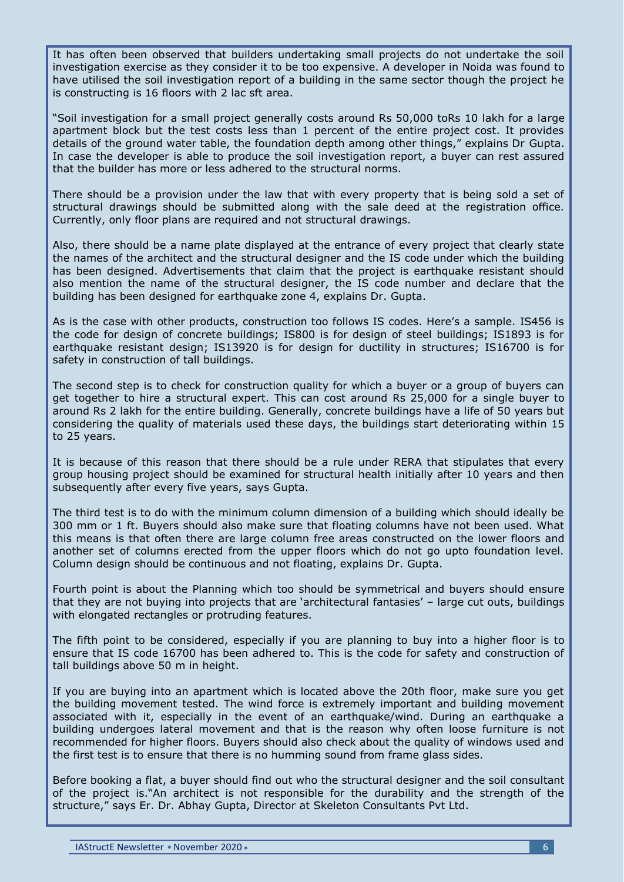It has often been observed that builders undertaking small projects do not undertake the soil investigation exercise as they consider it to be too expensive. A developer in Noida was found to have utilised the soil investigation report of a building in the same sector though the project he is constructing is 16 floors with 2 lac sft area.

"Soil investigation for a small project generally costs around Rs 50,000 toRs 10 lakh for a large apartment block but the test costs less than 1 percent of the entire project cost. It provides details of the ground water table, the foundation depth among other things," explains Dr Gupta. In case the developer is able to produce the soil investigation report, a buyer can rest assured that the builder has more or less adhered to the structural norms.

There should be a provision under the law that with every property that is being sold a set of structural drawings should be submitted along with the sale deed at the registration office. Currently, only floor plans are required and not structural drawings.

Also, there should be a name plate displayed at the entrance of every project that clearly state the names of the architect and the structural designer and the IS code under which the building has been designed. Advertisements that claim that the project is earthquake resistant should also mention the name of the structural designer, the IS code number and declare that the building has been designed for earthquake zone 4, explains Dr. Gupta.

As is the case with other products, construction too follows IS codes. Here's a sample. IS456 is the code for design of concrete buildings; IS800 is for design of steel buildings; IS1893 is for earthquake resistant design; IS13920 is for design for ductility in structures; IS16700 is for safety in construction of tall buildings.

The second step is to check for construction quality for which a buyer or a group of buyers can get together to hire a structural expert. This can cost around Rs 25,000 for a single buyer to around Rs 2 lakh for the entire building. Generally, concrete buildings have a life of 50 years but considering the quality of materials used these days, the buildings start deteriorating within 15 to 25 years.

It is because of this reason that there should be a rule under RERA that stipulates that every group housing project should be examined for structural health initially after 10 years and then subsequently after every five years, says Gupta.

The third test is to do with the minimum column dimension of a building which should ideally be 300 mm or 1 ft. Buyers should also make sure that floating columns have not been used. What this means is that often there are large column free areas constructed on the lower floors and another set of columns erected from the upper floors which do not go upto foundation level. Column design should be continuous and not floating, explains Dr. Gupta.

Fourth point is about the Planning which too should be symmetrical and buyers should ensure that they are not buying into projects that are 'architectural fantasies' – large cut outs, buildings with elongated rectangles or protruding features.

The fifth point to be considered, especially if you are planning to buy into a higher floor is to ensure that IS code 16700 has been adhered to. This is the code for safety and construction of tall buildings above 50 m in height.

If you are buying into an apartment which is located above the 20th floor, make sure you get the building movement tested. The wind force is extremely important and building movement associated with it, especially in the event of an earthquake/wind. During an earthquake a building undergoes lateral movement and that is the reason why often loose furniture is not recommended for higher floors. Buyers should also check about the quality of windows used and the first test is to ensure that there is no humming sound from frame glass sides.

Before booking a flat, a buyer should find out who the structural designer and the soil consultant of the project is."An architect is not responsible for the durability and the strength of the structure," says Er. Dr. Abhay Gupta, Director at Skeleton Consultants Pvt Ltd.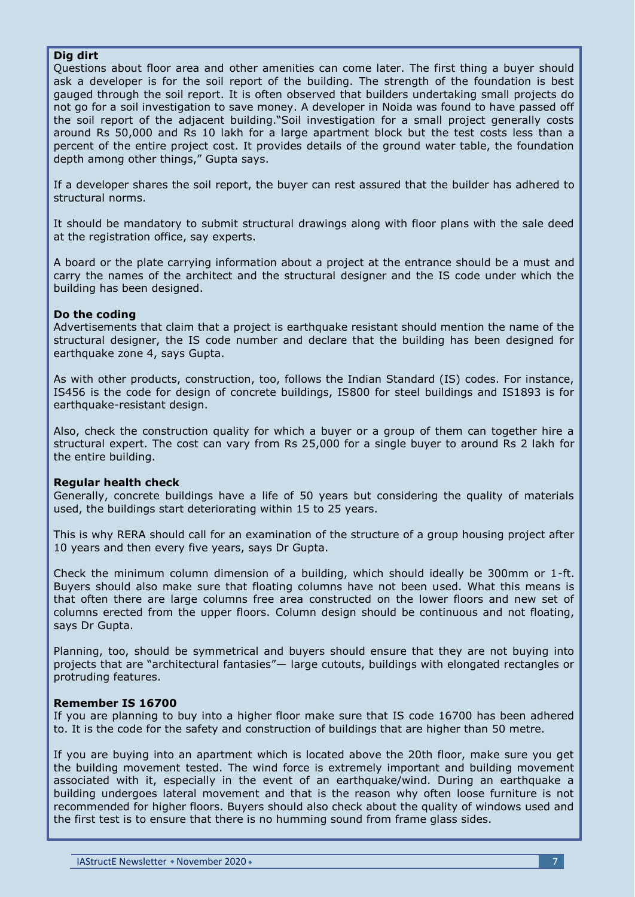**Dig dirt**

Questions about floor area and other amenities can come later. The first thing a buyer should ask a developer is for the soil report of the building. The strength of the foundation is best gauged through the soil report. It is often observed that builders undertaking small projects do not go for a soil investigation to save money. A developer in Noida was found to have passed off the soil report of the adjacent building."Soil investigation for a small project generally costs around Rs 50,000 and Rs 10 lakh for a large apartment block but the test costs less than a percent of the entire project cost. It provides details of the ground water table, the foundation depth among other things," Gupta says.

If a developer shares the soil report, the buyer can rest assured that the builder has adhered to structural norms.

It should be mandatory to submit structural drawings along with floor plans with the sale deed at the registration office, say experts.

A board or the plate carrying information about a project at the entrance should be a must and carry the names of the architect and the structural designer and the IS code under which the building has been designed.

**Do the coding**

Advertisements that claim that a project is earthquake resistant should mention the name of the structural designer, the IS code number and declare that the building has been designed for earthquake zone 4, says Gupta.

As with other products, construction, too, follows the Indian Standard (IS) codes. For instance, IS456 is the code for design of concrete buildings, IS800 for steel buildings and IS1893 is for earthquake-resistant design.

Also, check the construction quality for which a buyer or a group of them can together hire a structural expert. The cost can vary from Rs 25,000 for a single buyer to around Rs 2 lakh for the entire building.

**Regular health check**

Generally, concrete buildings have a life of 50 years but considering the quality of materials used, the buildings start deteriorating within 15 to 25 years.

This is why RERA should call for an examination of the structure of a group housing project after 10 years and then every five years, says Dr Gupta.

Check the minimum column dimension of a building, which should ideally be 300mm or 1-ft. Buyers should also make sure that floating columns have not been used. What this means is that often there are large columns free area constructed on the lower floors and new set of columns erected from the upper floors. Column design should be continuous and not floating, says Dr Gupta.

Planning, too, should be symmetrical and buyers should ensure that they are not buying into projects that are "architectural fantasies"— large cutouts, buildings with elongated rectangles or protruding features.

**Remember IS 16700**

If you are planning to buy into a higher floor make sure that IS code 16700 has been adhered to. It is the code for the safety and construction of buildings that are higher than 50 metre.

If you are buying into an apartment which is located above the 20th floor, make sure you get the building movement tested. The wind force is extremely important and building movement associated with it, especially in the event of an earthquake/wind. During an earthquake a building undergoes lateral movement and that is the reason why often loose furniture is not recommended for higher floors. Buyers should also check about the quality of windows used and the first test is to ensure that there is no humming sound from frame glass sides.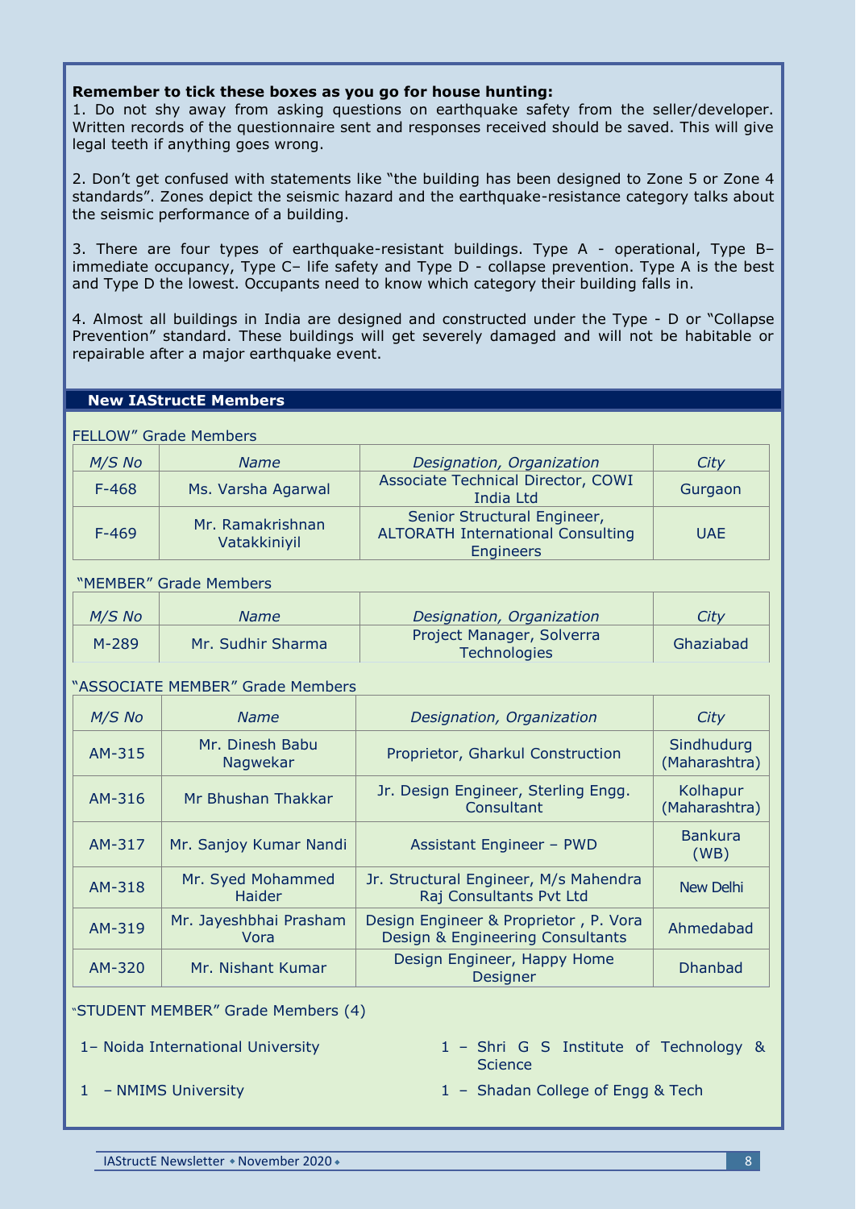**Remember to tick these boxes as you go for house hunting:**

1. Do not shy away from asking questions on earthquake safety from the seller/developer. Written records of the questionnaire sent and responses received should be saved. This will give legal teeth if anything goes wrong.

2. Don't get confused with statements like "the building has been designed to Zone 5 or Zone 4 standards". Zones depict the seismic hazard and the earthquake-resistance category talks about the seismic performance of a building.

3. There are four types of earthquake-resistant buildings. Type A - operational, Type B– immediate occupancy, Type C– life safety and Type D - collapse prevention. Type A is the best and Type D the lowest. Occupants need to know which category their building falls in.

4. Almost all buildings in India are designed and constructed under the Type - D or "Collapse Prevention" standard. These buildings will get severely damaged and will not be habitable or repairable after a major earthquake event.

## New IAStructE Members

FELLOW" Grade Members

| *M/S No* | *Name* | *Designation, Organization* | *City* |
|---|---|---|---|
| F-468 | Ms. Varsha Agarwal | Associate Technical Director, COWI India Ltd | Gurgaon |
| F-469 | Mr. Ramakrishnan Vatakkiniyil | Senior Structural Engineer, ALTORATH International Consulting Engineers | UAE |

"MEMBER" Grade Members

| *M/S No* | *Name* | *Designation, Organization* | *City* |
|---|---|---|---|
| M-289 | Mr. Sudhir Sharma | Project Manager, Solverra Technologies | Ghaziabad |

"ASSOCIATE MEMBER" Grade Members

| *M/S No* | *Name* | *Designation, Organization* | *City* |
|---|---|---|---|
| AM-315 | Mr. Dinesh Babu Nagwekar | Proprietor, Gharkul Construction | Sindhudurg (Maharashtra) |
| AM-316 | Mr Bhushan Thakkar | Jr. Design Engineer, Sterling Engg. Consultant | Kolhapur (Maharashtra) |
| AM-317 | Mr. Sanjoy Kumar Nandi | Assistant Engineer – PWD | Bankura (WB) |
| AM-318 | Mr. Syed Mohammed Haider | Jr. Structural Engineer, M/s Mahendra Raj Consultants Pvt Ltd | New Delhi |
| AM-319 | Mr. Jayeshbhai Prasham Vora | Design Engineer & Proprietor , P. Vora Design & Engineering Consultants | Ahmedabad |
| AM-320 | Mr. Nishant Kumar | Design Engineer, Happy Home Designer | Dhanbad |

"STUDENT MEMBER" Grade Members (4)

1– Noida International University

1 – NMIMS University

1 – Shri G S Institute of Technology & Science

1 – Shadan College of Engg & Tech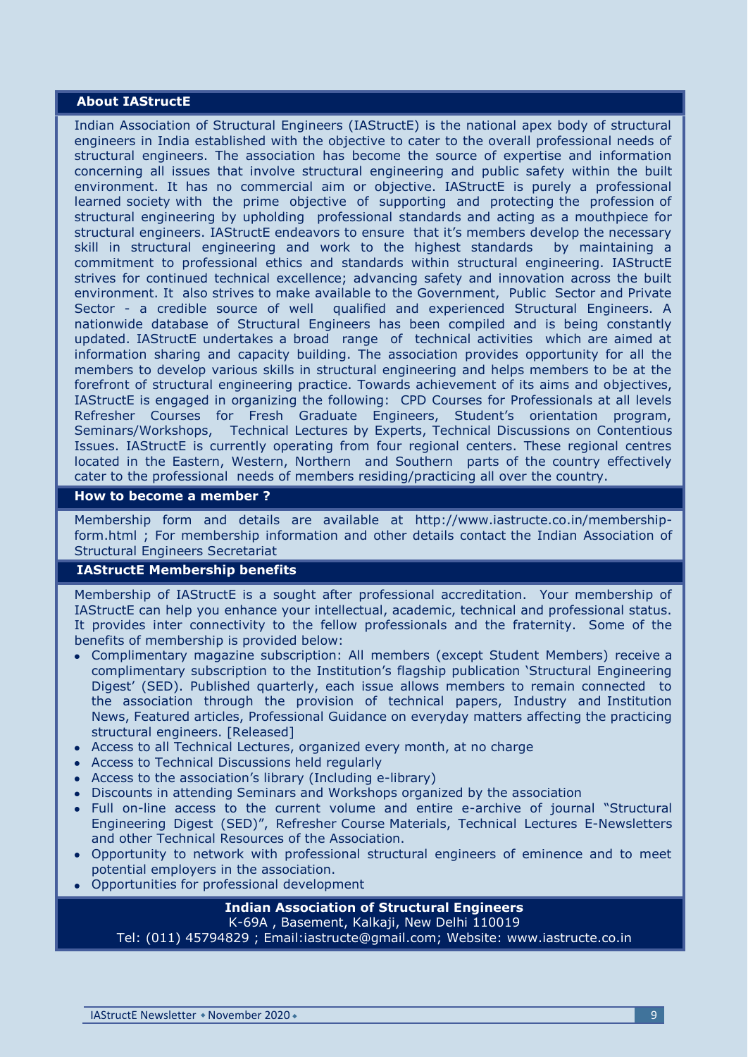## About IAStructE

Indian Association of Structural Engineers (IAStructE) is the national apex body of structural engineers in India established with the objective to cater to the overall professional needs of structural engineers. The association has become the source of expertise and information concerning all issues that involve structural engineering and public safety within the built environment. It has no commercial aim or objective. IAStructE is purely a professional learned society with the prime objective of supporting and protecting the profession of structural engineering by upholding professional standards and acting as a mouthpiece for structural engineers. IAStructE endeavors to ensure that it's members develop the necessary skill in structural engineering and work to the highest standards by maintaining a commitment to professional ethics and standards within structural engineering. IAStructE strives for continued technical excellence; advancing safety and innovation across the built environment. It also strives to make available to the Government, Public Sector and Private Sector - a credible source of well qualified and experienced Structural Engineers. A nationwide database of Structural Engineers has been compiled and is being constantly updated. IAStructE undertakes a broad range of technical activities which are aimed at information sharing and capacity building. The association provides opportunity for all the members to develop various skills in structural engineering and helps members to be at the forefront of structural engineering practice. Towards achievement of its aims and objectives, IAStructE is engaged in organizing the following: CPD Courses for Professionals at all levels Refresher Courses for Fresh Graduate Engineers, Student's orientation program, Seminars/Workshops, Technical Lectures by Experts, Technical Discussions on Contentious Issues. IAStructE is currently operating from four regional centers. These regional centres located in the Eastern, Western, Northern and Southern parts of the country effectively cater to the professional needs of members residing/practicing all over the country.

## How to become a member ?

Membership form and details are available at http://www.iastructe.co.in/membership-form.html ; For membership information and other details contact the Indian Association of Structural Engineers Secretariat

## IAStructE Membership benefits

Membership of IAStructE is a sought after professional accreditation. Your membership of IAStructE can help you enhance your intellectual, academic, technical and professional status. It provides inter connectivity to the fellow professionals and the fraternity. Some of the benefits of membership is provided below:

- Complimentary magazine subscription: All members (except Student Members) receive a complimentary subscription to the Institution's flagship publication 'Structural Engineering Digest' (SED). Published quarterly, each issue allows members to remain connected to the association through the provision of technical papers, Industry and Institution News, Featured articles, Professional Guidance on everyday matters affecting the practicing structural engineers. [Released]
- Access to all Technical Lectures, organized every month, at no charge
- Access to Technical Discussions held regularly
- Access to the association's library (Including e-library)
- Discounts in attending Seminars and Workshops organized by the association
- Full on-line access to the current volume and entire e-archive of journal "Structural Engineering Digest (SED)", Refresher Course Materials, Technical Lectures E-Newsletters and other Technical Resources of the Association.
- Opportunity to network with professional structural engineers of eminence and to meet potential employers in the association.
- Opportunities for professional development

**Indian Association of Structural Engineers**
K-69A , Basement, Kalkaji, New Delhi 110019
Tel: (011) 45794829 ; Email:iastructe@gmail.com; Website: www.iastructe.co.in